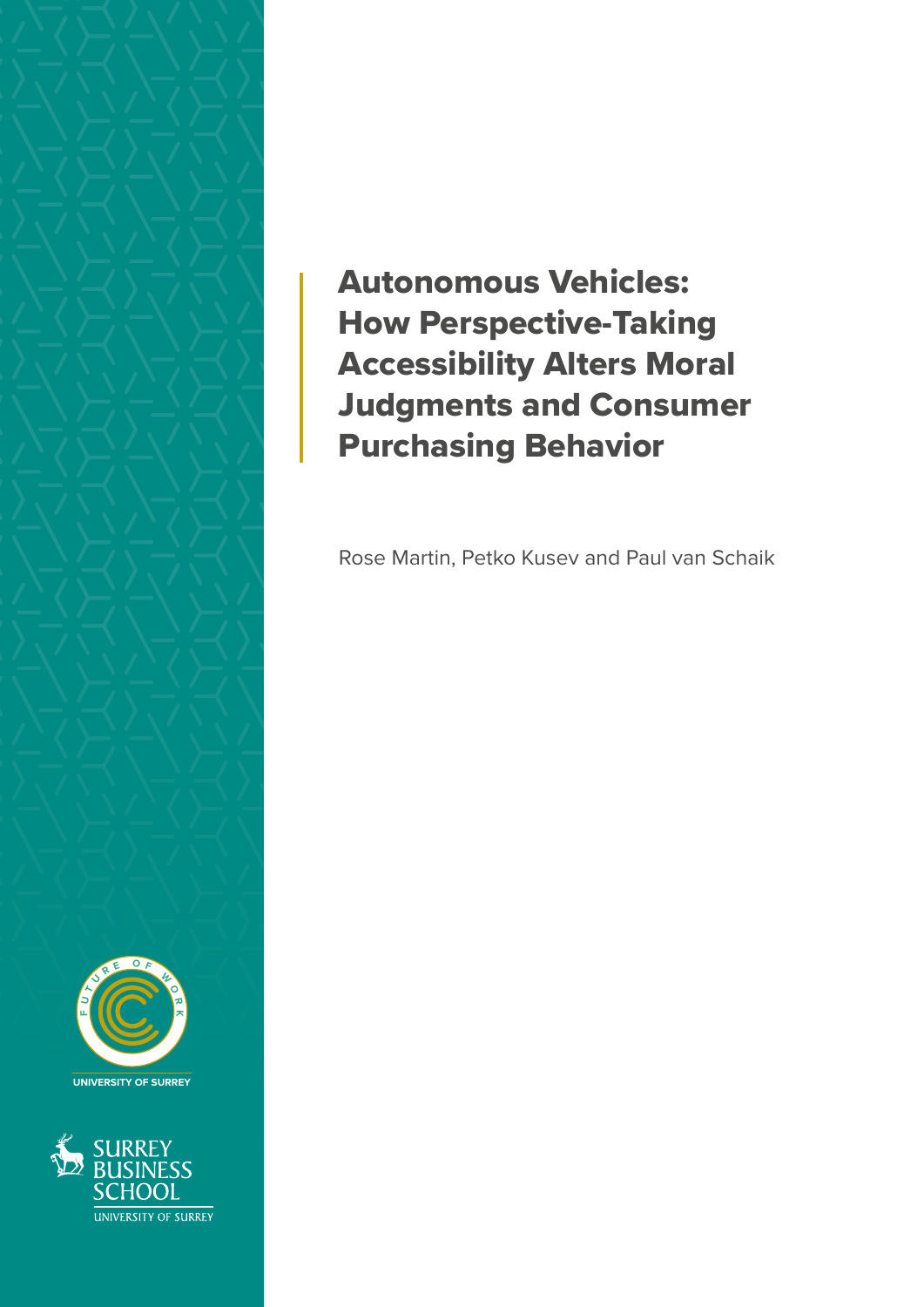# Autonomous Vehicles: How Perspective-Taking Accessibility Alters Moral Judgments and Consumer Purchasing Behavior

Rose Martin, Petko Kusev and Paul van Schaik

FUTURE OF WORK

UNIVERSITY OF SURREY

SURREY BUSINESS SCHOOL

UNIVERSITY OF SURREY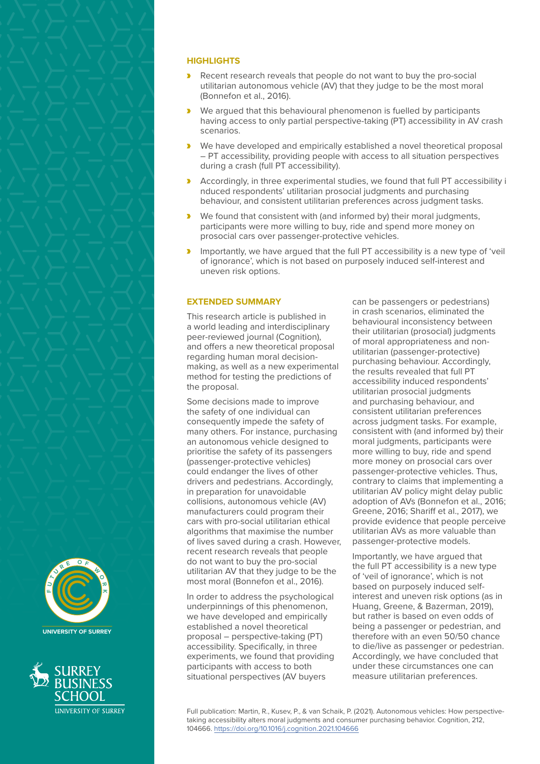## HIGHLIGHTS

- Recent research reveals that people do not want to buy the pro-social utilitarian autonomous vehicle (AV) that they judge to be the most moral (Bonnefon et al., 2016).
- We argued that this behavioural phenomenon is fuelled by participants having access to only partial perspective-taking (PT) accessibility in AV crash scenarios.
- We have developed and empirically established a novel theoretical proposal – PT accessibility, providing people with access to all situation perspectives during a crash (full PT accessibility).
- Accordingly, in three experimental studies, we found that full PT accessibility i nduced respondents' utilitarian prosocial judgments and purchasing behaviour, and consistent utilitarian preferences across judgment tasks.
- We found that consistent with (and informed by) their moral judgments, participants were more willing to buy, ride and spend more money on prosocial cars over passenger-protective vehicles.
- Importantly, we have argued that the full PT accessibility is a new type of 'veil of ignorance', which is not based on purposely induced self-interest and uneven risk options.

## EXTENDED SUMMARY

This research article is published in a world leading and interdisciplinary peer-reviewed journal (Cognition), and offers a new theoretical proposal regarding human moral decision-making, as well as a new experimental method for testing the predictions of the proposal.

Some decisions made to improve the safety of one individual can consequently impede the safety of many others. For instance, purchasing an autonomous vehicle designed to prioritise the safety of its passengers (passenger-protective vehicles) could endanger the lives of other drivers and pedestrians. Accordingly, in preparation for unavoidable collisions, autonomous vehicle (AV) manufacturers could program their cars with pro-social utilitarian ethical algorithms that maximise the number of lives saved during a crash. However, recent research reveals that people do not want to buy the pro-social utilitarian AV that they judge to be the most moral (Bonnefon et al., 2016).

In order to address the psychological underpinnings of this phenomenon, we have developed and empirically established a novel theoretical proposal – perspective-taking (PT) accessibility. Specifically, in three experiments, we found that providing participants with access to both situational perspectives (AV buyers can be passengers or pedestrians) in crash scenarios, eliminated the behavioural inconsistency between their utilitarian (prosocial) judgments of moral appropriateness and non-utilitarian (passenger-protective) purchasing behaviour. Accordingly, the results revealed that full PT accessibility induced respondents' utilitarian prosocial judgments and purchasing behaviour, and consistent utilitarian preferences across judgment tasks. For example, consistent with (and informed by) their moral judgments, participants were more willing to buy, ride and spend more money on prosocial cars over passenger-protective vehicles. Thus, contrary to claims that implementing a utilitarian AV policy might delay public adoption of AVs (Bonnefon et al., 2016; Greene, 2016; Shariff et al., 2017), we provide evidence that people perceive utilitarian AVs as more valuable than passenger-protective models.

Importantly, we have argued that the full PT accessibility is a new type of 'veil of ignorance', which is not based on purposely induced self-interest and uneven risk options (as in Huang, Greene, & Bazerman, 2019), but rather is based on even odds of being a passenger or pedestrian, and therefore with an even 50/50 chance to die/live as passenger or pedestrian. Accordingly, we have concluded that under these circumstances one can measure utilitarian preferences.

UNIVERSITY OF SURREY

SURREY BUSINESS SCHOOL
UNIVERSITY OF SURREY

Full publication: Martin, R., Kusev, P., & van Schaik, P. (2021). Autonomous vehicles: How perspective-taking accessibility alters moral judgments and consumer purchasing behavior. Cognition, 212, 104666. https://doi.org/10.1016/j.cognition.2021.104666